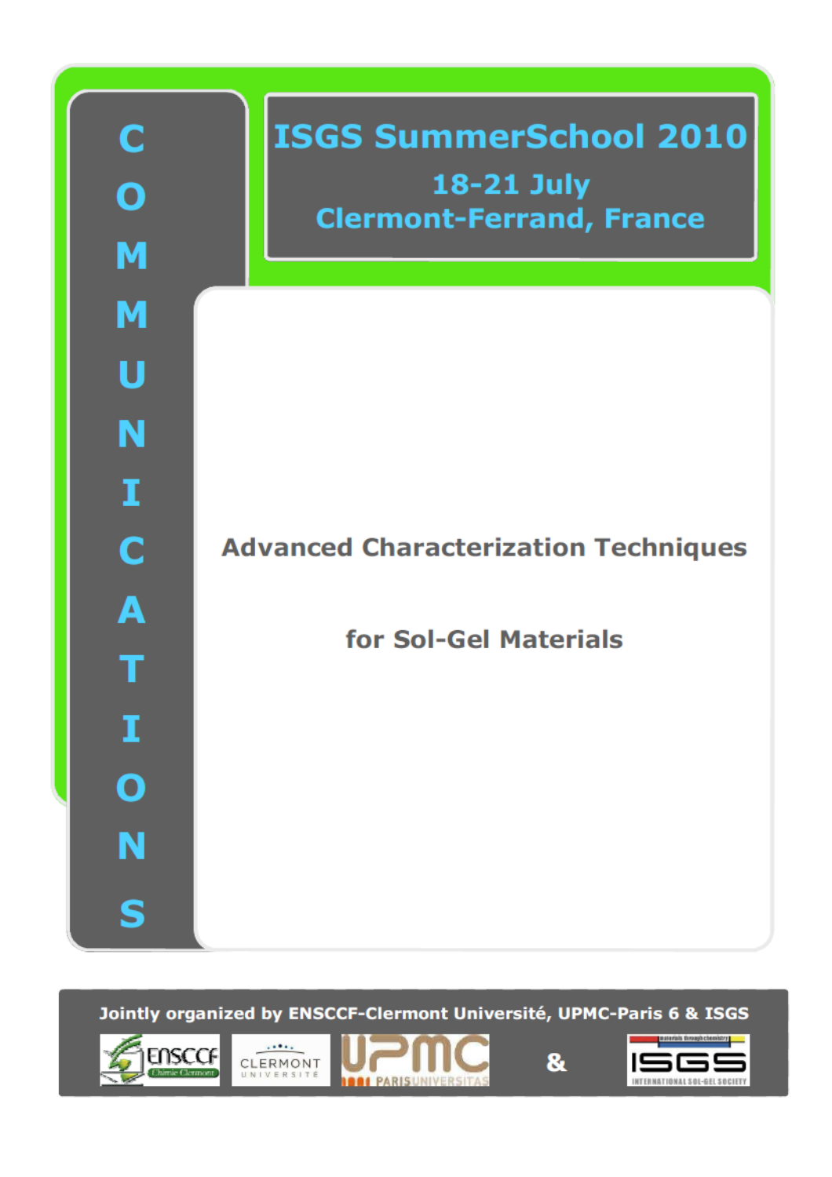# ISGS SummerSchool 2010

## 18-21 July
## Clermont-Ferrand, France

COMMUNICATIONS

## Advanced Characterization Techniques

## for Sol-Gel Materials

Jointly organized by ENSCCF-Clermont Université, UPMC-Paris 6 & ISGS

ENSCCF Chimie Clermont — CLERMONT UNIVERSITÉ — UPMC PARIS UNIVERSITAS & ISGS INTERNATIONAL SOL-GEL SOCIETY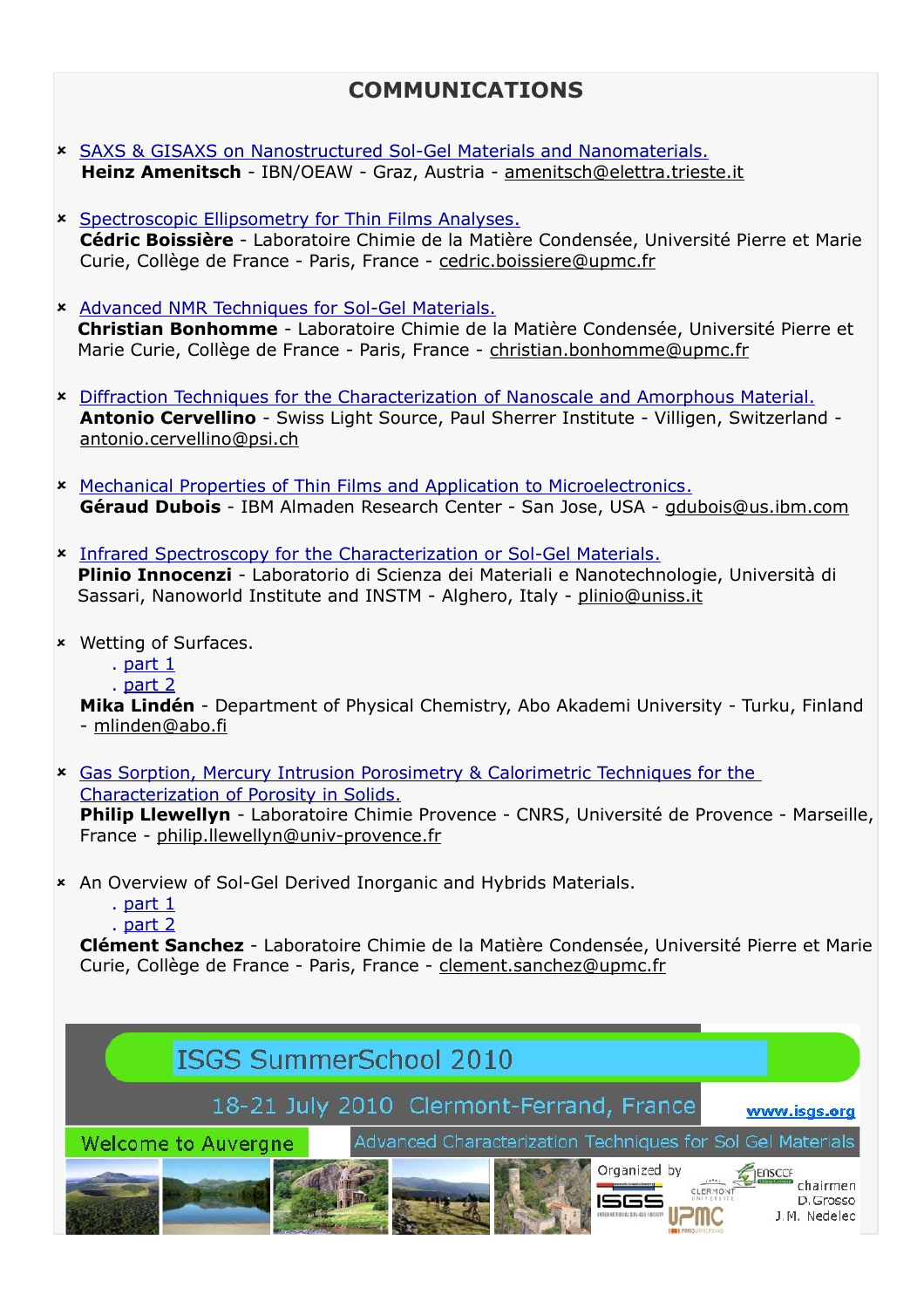## COMMUNICATIONS

- SAXS & GISAXS on Nanostructured Sol-Gel Materials and Nanomaterials.
  **Heinz Amenitsch** - IBN/OEAW - Graz, Austria - amenitsch@elettra.trieste.it

- Spectroscopic Ellipsometry for Thin Films Analyses.
  **Cédric Boissière** - Laboratoire Chimie de la Matière Condensée, Université Pierre et Marie Curie, Collège de France - Paris, France - cedric.boissiere@upmc.fr

- Advanced NMR Techniques for Sol-Gel Materials.
  **Christian Bonhomme** - Laboratoire Chimie de la Matière Condensée, Université Pierre et Marie Curie, Collège de France - Paris, France - christian.bonhomme@upmc.fr

- Diffraction Techniques for the Characterization of Nanoscale and Amorphous Material.
  **Antonio Cervellino** - Swiss Light Source, Paul Sherrer Institute - Villigen, Switzerland - antonio.cervellino@psi.ch

- Mechanical Properties of Thin Films and Application to Microelectronics.
  **Géraud Dubois** - IBM Almaden Research Center - San Jose, USA - gdubois@us.ibm.com

- Infrared Spectroscopy for the Characterization or Sol-Gel Materials.
  **Plinio Innocenzi** - Laboratorio di Scienza dei Materiali e Nanotechnologie, Università di Sassari, Nanoworld Institute and INSTM - Alghero, Italy - plinio@uniss.it

- Wetting of Surfaces.
  . part 1
  . part 2
  **Mika Lindén** - Department of Physical Chemistry, Abo Akademi University - Turku, Finland - mlinden@abo.fi

- Gas Sorption, Mercury Intrusion Porosimetry & Calorimetric Techniques for the Characterization of Porosity in Solids.
  **Philip Llewellyn** - Laboratoire Chimie Provence - CNRS, Université de Provence - Marseille, France - philip.llewellyn@univ-provence.fr

- An Overview of Sol-Gel Derived Inorganic and Hybrids Materials.
  . part 1
  . part 2
  **Clément Sanchez** - Laboratoire Chimie de la Matière Condensée, Université Pierre et Marie Curie, Collège de France - Paris, France - clement.sanchez@upmc.fr

ISGS SummerSchool 2010

18-21 July 2010 Clermont-Ferrand, France

www.isgs.org

Welcome to Auvergne

Advanced Characterization Techniques for Sol Gel Materials

Organized by

chairmen
D. Grosso
J.M. Nedelec